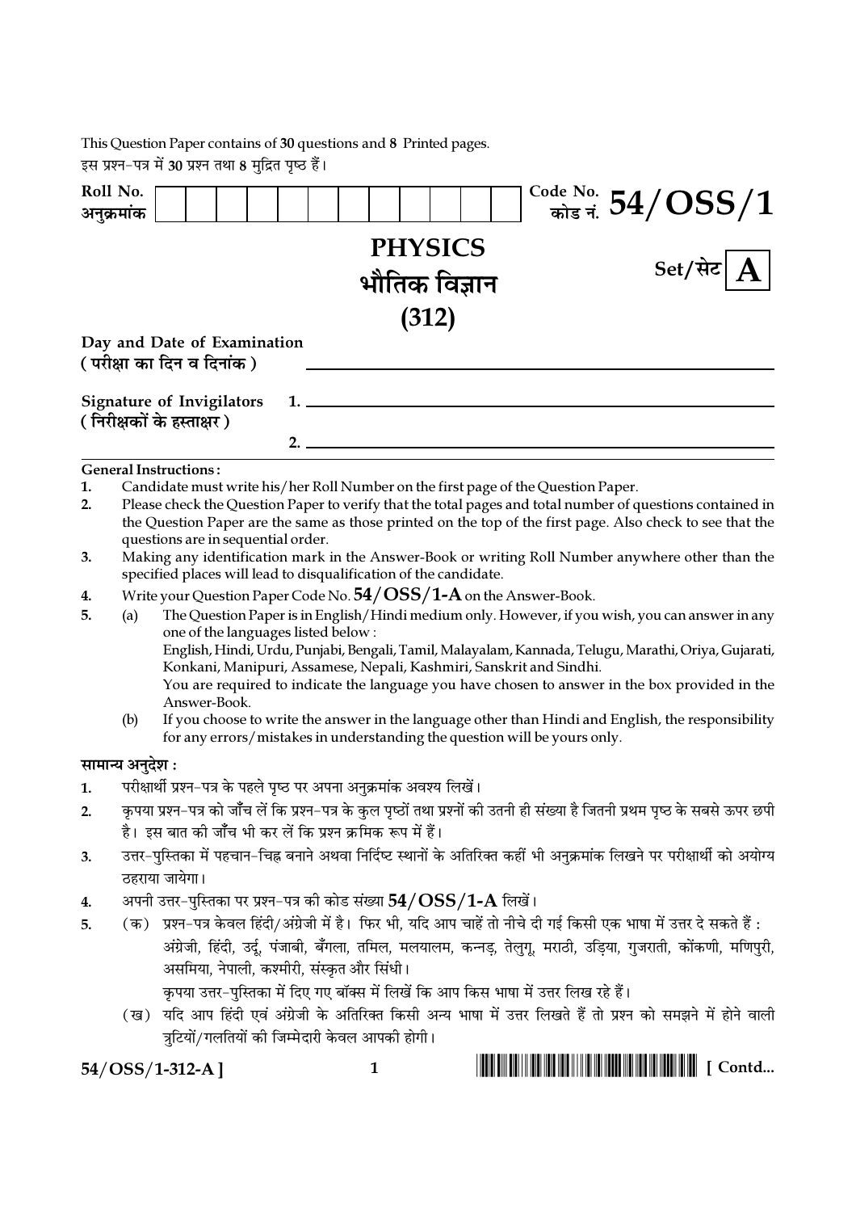This Question Paper contains of **30** questions and **8** Printed pages.
इस प्रश्न-पत्र में **30** प्रश्न तथा **8** मुद्रित पृष्ठ हैं।

**Roll No.**
**अनुक्रमांक**

| | | | | | | | | | | | | | |
|---|---|---|---|---|---|---|---|---|---|---|---|---|---|

Code No. / कोड नं. **54/OSS/1**

# PHYSICS
# भौतिक विज्ञान
# (312)

Set/सेट **A**

**Day and Date of Examination**
**( परीक्षा का दिन व दिनांक )** ______________________________

**Signature of Invigilators** 1. ______________________________
**( निरीक्षकों के हस्ताक्षर )**
2. ______________________________

**General Instructions :**

1. Candidate must write his/her Roll Number on the first page of the Question Paper.
2. Please check the Question Paper to verify that the total pages and total number of questions contained in the Question Paper are the same as those printed on the top of the first page. Also check to see that the questions are in sequential order.
3. Making any identification mark in the Answer-Book or writing Roll Number anywhere other than the specified places will lead to disqualification of the candidate.
4. Write your Question Paper Code No. **54/OSS/1-A** on the Answer-Book.
5. (a) The Question Paper is in English/Hindi medium only. However, if you wish, you can answer in any one of the languages listed below :
   English, Hindi, Urdu, Punjabi, Bengali, Tamil, Malayalam, Kannada, Telugu, Marathi, Oriya, Gujarati, Konkani, Manipuri, Assamese, Nepali, Kashmiri, Sanskrit and Sindhi.
   You are required to indicate the language you have chosen to answer in the box provided in the Answer-Book.
   (b) If you choose to write the answer in the language other than Hindi and English, the responsibility for any errors/mistakes in understanding the question will be yours only.

**सामान्य अनुदेश :**

1. परीक्षार्थी प्रश्न-पत्र के पहले पृष्ठ पर अपना अनुक्रमांक अवश्य लिखें।
2. कृपया प्रश्न-पत्र को जाँच लें कि प्रश्न-पत्र के कुल पृष्ठों तथा प्रश्नों की उतनी ही संख्या है जितनी प्रथम पृष्ठ के सबसे ऊपर छपी है। इस बात की जाँच भी कर लें कि प्रश्न क्रमिक रूप में हैं।
3. उत्तर-पुस्तिका में पहचान-चिह्न बनाने अथवा निर्दिष्ट स्थानों के अतिरिक्त कहीं भी अनुक्रमांक लिखने पर परीक्षार्थी को अयोग्य ठहराया जायेगा।
4. अपनी उत्तर-पुस्तिका पर प्रश्न-पत्र की कोड संख्या **54/OSS/1-A** लिखें।
5. (क) प्रश्न-पत्र केवल हिंदी/अंग्रेजी में है। फिर भी, यदि आप चाहें तो नीचे दी गई किसी एक भाषा में उत्तर दे सकते हैं :
   अंग्रेजी, हिंदी, उर्दू, पंजाबी, बँगला, तमिल, मलयालम, कन्नड़, तेलुगू, मराठी, उड़िया, गुजराती, कोंकणी, मणिपुरी, असमिया, नेपाली, कश्मीरी, संस्कृत और सिंधी।
   कृपया उत्तर-पुस्तिका में दिए गए बॉक्स में लिखें कि आप किस भाषा में उत्तर लिख रहे हैं।
   (ख) यदि आप हिंदी एवं अंग्रेजी के अतिरिक्त किसी अन्य भाषा में उत्तर लिखते हैं तो प्रश्न को समझने में होने वाली त्रुटियों/गलतियों की जिम्मेदारी केवल आपकी होगी।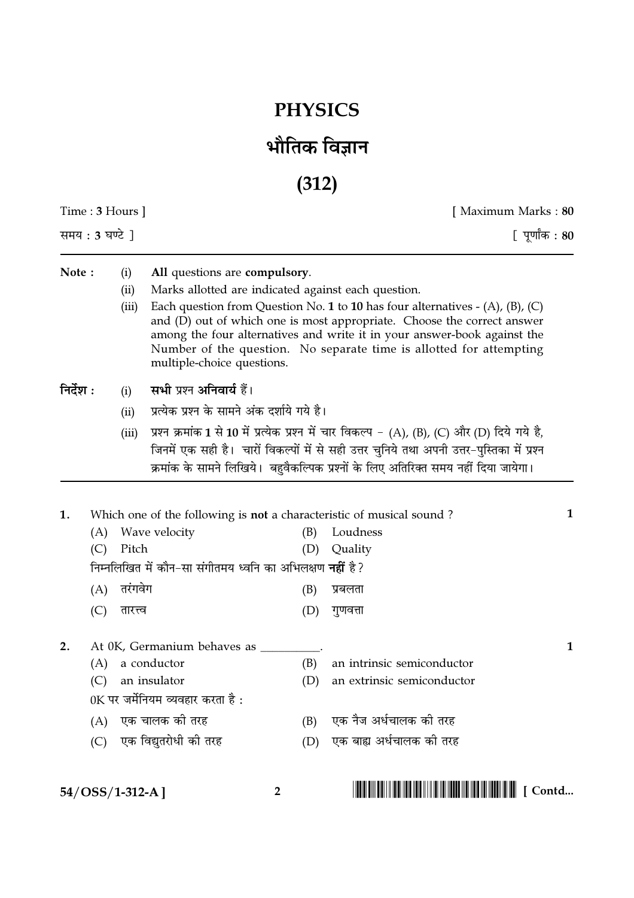# PHYSICS

# भौतिक विज्ञान

# (312)

Time : **3** Hours ] [ Maximum Marks : **80**

समय : **3** घण्टे ] [ पूर्णांक : **80**

**Note :**
(i) **All** questions are **compulsory**.
(ii) Marks allotted are indicated against each question.
(iii) Each question from Question No. **1** to **10** has four alternatives - (A), (B), (C) and (D) out of which one is most appropriate. Choose the correct answer among the four alternatives and write it in your answer-book against the Number of the question. No separate time is allotted for attempting multiple-choice questions.

**निर्देश :**
(i) **सभी** प्रश्न **अनिवार्य** हैं।
(ii) प्रत्येक प्रश्न के सामने अंक दर्शाये गये है।
(iii) प्रश्न क्रमांक **1** से **10** में प्रत्येक प्रश्न में चार विकल्प - (A), (B), (C) और (D) दिये गये है, जिनमें एक सही है। चारों विकल्पों में से सही उत्तर चुनिये तथा अपनी उत्तर-पुस्तिका में प्रश्न क्रमांक के सामने लिखिये। बहुवैकल्पिक प्रश्नों के लिए अतिरिक्त समय नहीं दिया जायेगा।

---

**1.** Which one of the following is **not** a characteristic of musical sound ? **1**

(A) Wave velocity (B) Loudness
(C) Pitch (D) Quality

निम्नलिखित में कौन-सा संगीतमय ध्वनि का अभिलक्षण **नहीं** है ?

(A) तरंगवेग (B) प्रबलता
(C) तारत्त्व (D) गुणवत्ता

**2.** At 0K, Germanium behaves as \_\_\_\_\_\_\_\_\_\_. **1**

(A) a conductor (B) an intrinsic semiconductor
(C) an insulator (D) an extrinsic semiconductor

0K पर जर्मेनियम व्यवहार करता है :

(A) एक चालक की तरह (B) एक नैज अर्धचालक की तरह
(C) एक विद्युतरोधी की तरह (D) एक बाह्य अर्धचालक की तरह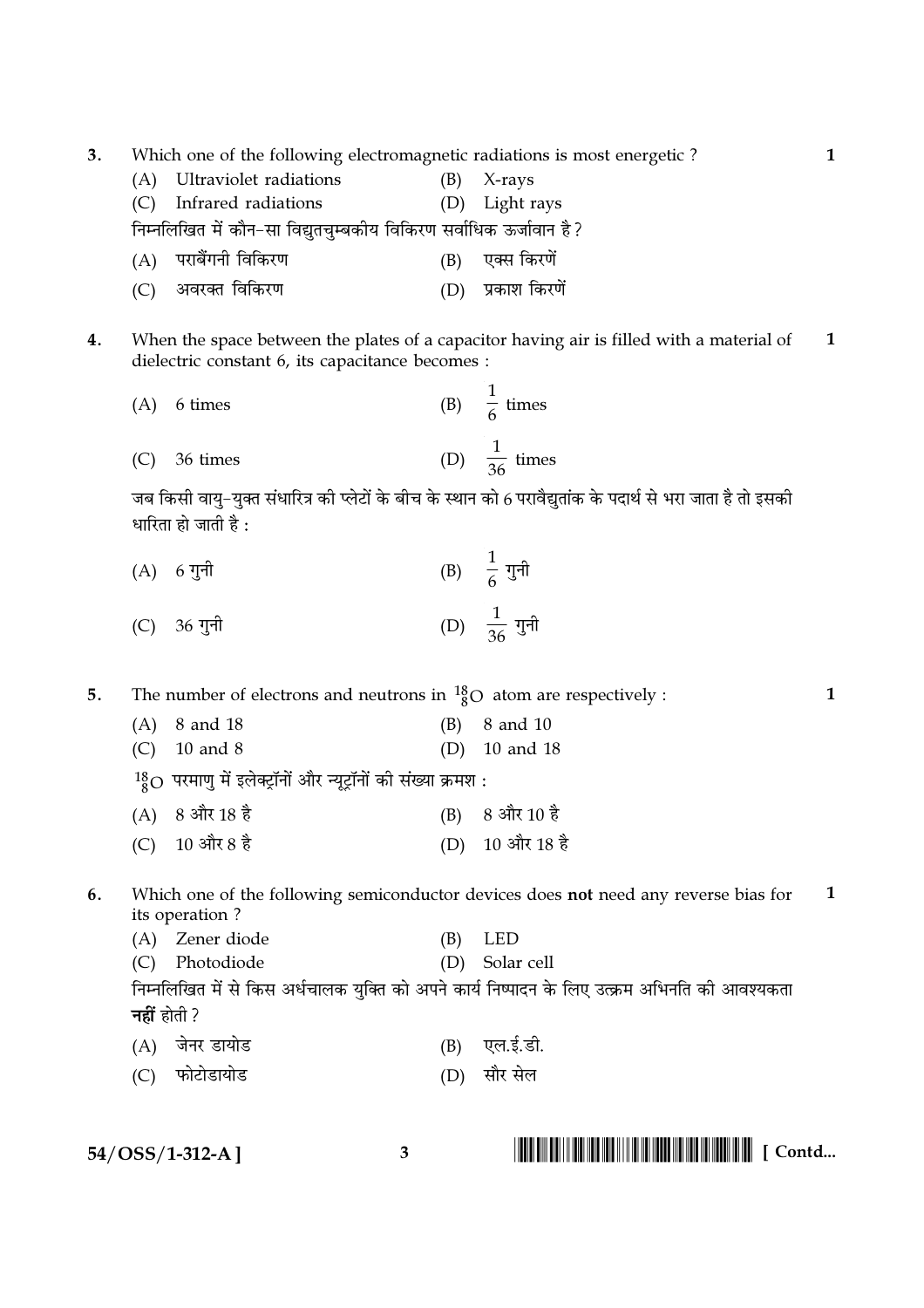3. Which one of the following electromagnetic radiations is most energetic ? **1**

(A) Ultraviolet radiations (B) X-rays

(C) Infrared radiations (D) Light rays

निम्नलिखित में कौन-सा विद्युतचुम्बकीय विकिरण सर्वाधिक ऊर्जावान है ?

(A) पराबैंगनी विकिरण (B) एक्स किरणें

(C) अवरक्त विकिरण (D) प्रकाश किरणें

4. When the space between the plates of a capacitor having air is filled with a material of dielectric constant 6, its capacitance becomes : **1**

(A) 6 times (B) $\frac{1}{6}$ times

(C) 36 times (D) $\frac{1}{36}$ times

जब किसी वायु-युक्त संधारित्र की प्लेटों के बीच के स्थान को 6 परावैद्युतांक के पदार्थ से भरा जाता है तो इसकी धारिता हो जाती है :

(A) 6 गुनी (B) $\frac{1}{6}$ गुनी

(C) 36 गुनी (D) $\frac{1}{36}$ गुनी

5. The number of electrons and neutrons in $^{18}_{8}O$ atom are respectively : **1**

(A) 8 and 18 (B) 8 and 10

(C) 10 and 8 (D) 10 and 18

$^{18}_{8}O$ परमाणु में इलेक्ट्रॉनों और न्यूट्रॉनों की संख्या क्रमश :

(A) 8 और 18 है (B) 8 और 10 है

(C) 10 और 8 है (D) 10 और 18 है

6. Which one of the following semiconductor devices does **not** need any reverse bias for its operation ? **1**

(A) Zener diode (B) LED

(C) Photodiode (D) Solar cell

निम्नलिखित में से किस अर्धचालक युक्ति को अपने कार्य निष्पादन के लिए उत्क्रम अभिनति की आवश्यकता **नहीं** होती ?

(A) जेनर डायोड (B) एल.ई.डी.

(C) फोटोडायोड (D) सौर सेल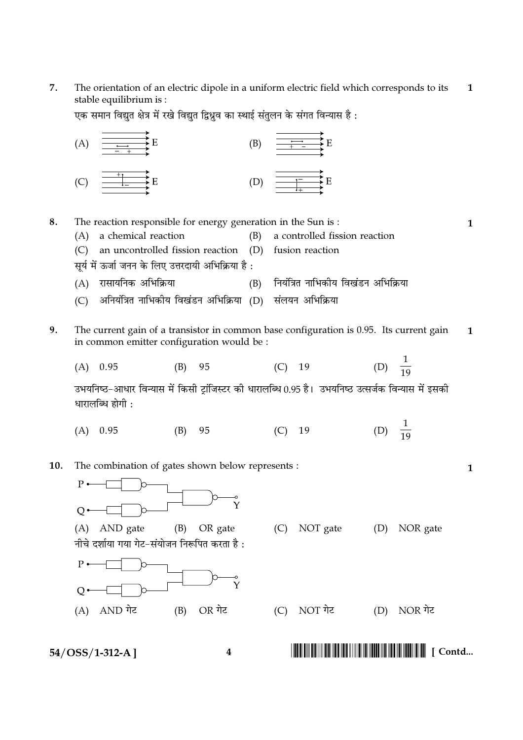7. The orientation of an electric dipole in a uniform electric field which corresponds to its stable equilibrium is : **1**

एक समान विद्युत क्षेत्र में रखे विद्युत द्विध्रुव का स्थाई संतुलन के संगत विन्यास है :

(A) (B)

(C) (D)

8. The reaction responsible for energy generation in the Sun is : **1**

(A) a chemical reaction (B) a controlled fission reaction

(C) an uncontrolled fission reaction (D) fusion reaction

सूर्य में ऊर्जा जनन के लिए उत्तरदायी अभिक्रिया है :

(A) रासायनिक अभिक्रिया (B) नियंत्रित नाभिकीय विखंडन अभिक्रिया

(C) अनियंत्रित नाभिकीय विखंडन अभिक्रिया (D) संलयन अभिक्रिया

9. The current gain of a transistor in common base configuration is 0.95. Its current gain in common emitter configuration would be : **1**

(A) 0.95 (B) 95 (C) 19 (D) $\frac{1}{19}$

उभयनिष्ठ-आधार विन्यास में किसी ट्रांजिस्टर की धारालब्धि 0.95 है। उभयनिष्ठ उत्सर्जक विन्यास में इसकी धारालब्धि होगी :

(A) 0.95 (B) 95 (C) 19 (D) $\frac{1}{19}$

10. The combination of gates shown below represents : **1**

(A) AND gate (B) OR gate (C) NOT gate (D) NOR gate

नीचे दर्शाया गया गेट-संयोजन निरूपित करता है :

(A) AND गेट (B) OR गेट (C) NOT गेट (D) NOR गेट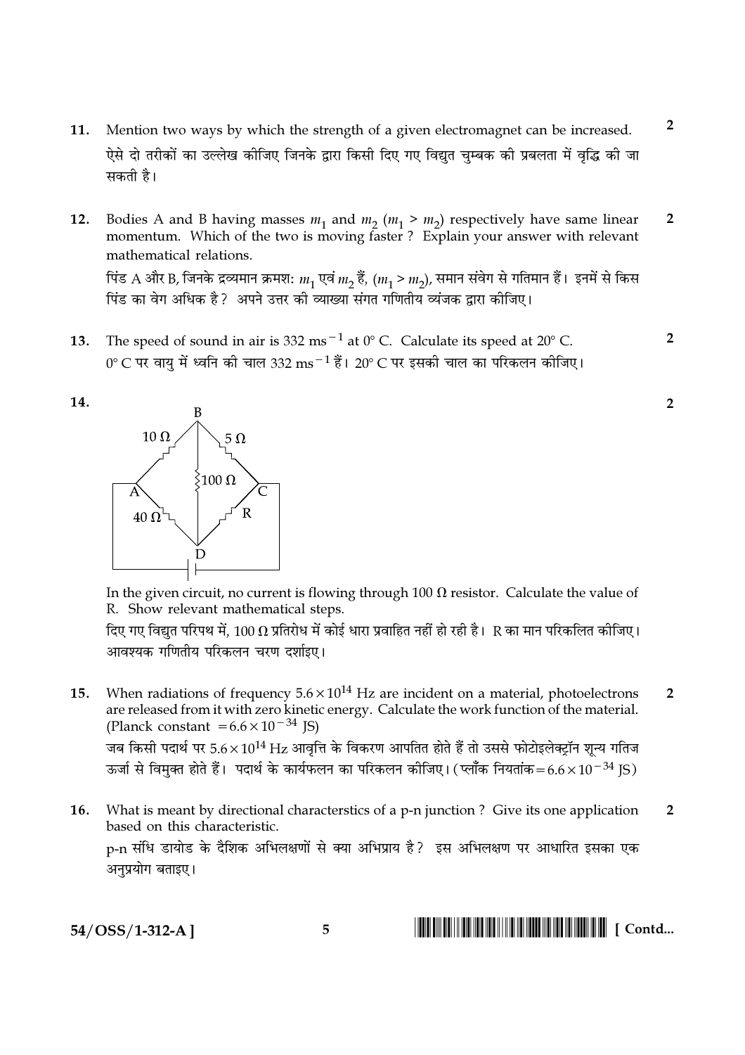**11.** Mention two ways by which the strength of a given electromagnet can be increased. **2**

ऐसे दो तरीकों का उल्लेख कीजिए जिनके द्वारा किसी दिए गए विद्युत चुम्बक की प्रबलता में वृद्धि की जा सकती है।

**12.** Bodies A and B having masses $m_1$ and $m_2$ ($m_1 > m_2$) respectively have same linear momentum. Which of the two is moving faster ? Explain your answer with relevant mathematical relations. **2**

पिंड A और B, जिनके द्रव्यमान क्रमशः $m_1$ एवं $m_2$ हैं, ($m_1 > m_2$), समान संवेग से गतिमान हैं। इनमें से किस पिंड का वेग अधिक है? अपने उत्तर की व्याख्या संगत गणितीय व्यंजक द्वारा कीजिए।

**13.** The speed of sound in air is 332 $ms^{-1}$ at 0° C. Calculate its speed at 20° C. **2**

0° C पर वायु में ध्वनि की चाल 332 $ms^{-1}$ हैं। 20° C पर इसकी चाल का परिकलन कीजिए।

**14.** **2**

(Circuit: A–B: 10 Ω, B–C: 5 Ω, B–D: 100 Ω, A–D: 40 Ω, D–C: R, battery connected between A and C)

In the given circuit, no current is flowing through 100 Ω resistor. Calculate the value of R. Show relevant mathematical steps.

दिए गए विद्युत परिपथ में, 100 Ω प्रतिरोध में कोई धारा प्रवाहित नहीं हो रही है। R का मान परिकलित कीजिए। आवश्यक गणितीय परिकलन चरण दर्शाइए।

**15.** When radiations of frequency $5.6 \times 10^{14}$ Hz are incident on a material, photoelectrons are released from it with zero kinetic energy. Calculate the work function of the material. (Planck constant $= 6.6 \times 10^{-34}$ JS) **2**

जब किसी पदार्थ पर $5.6 \times 10^{14}$ Hz आवृत्ति के विकरण आपतित होते हैं तो उससे फोटोइलेक्ट्रॉन शून्य गतिज ऊर्जा से विमुक्त होते हैं। पदार्थ के कार्यफलन का परिकलन कीजिए। (प्लाँक नियतांक $= 6.6 \times 10^{-34}$ JS)

**16.** What is meant by directional characterstics of a p-n junction ? Give its one application based on this characteristic. **2**

p-n संधि डायोड के दैशिक अभिलक्षणों से क्या अभिप्राय है? इस अभिलक्षण पर आधारित इसका एक अनुप्रयोग बताइए।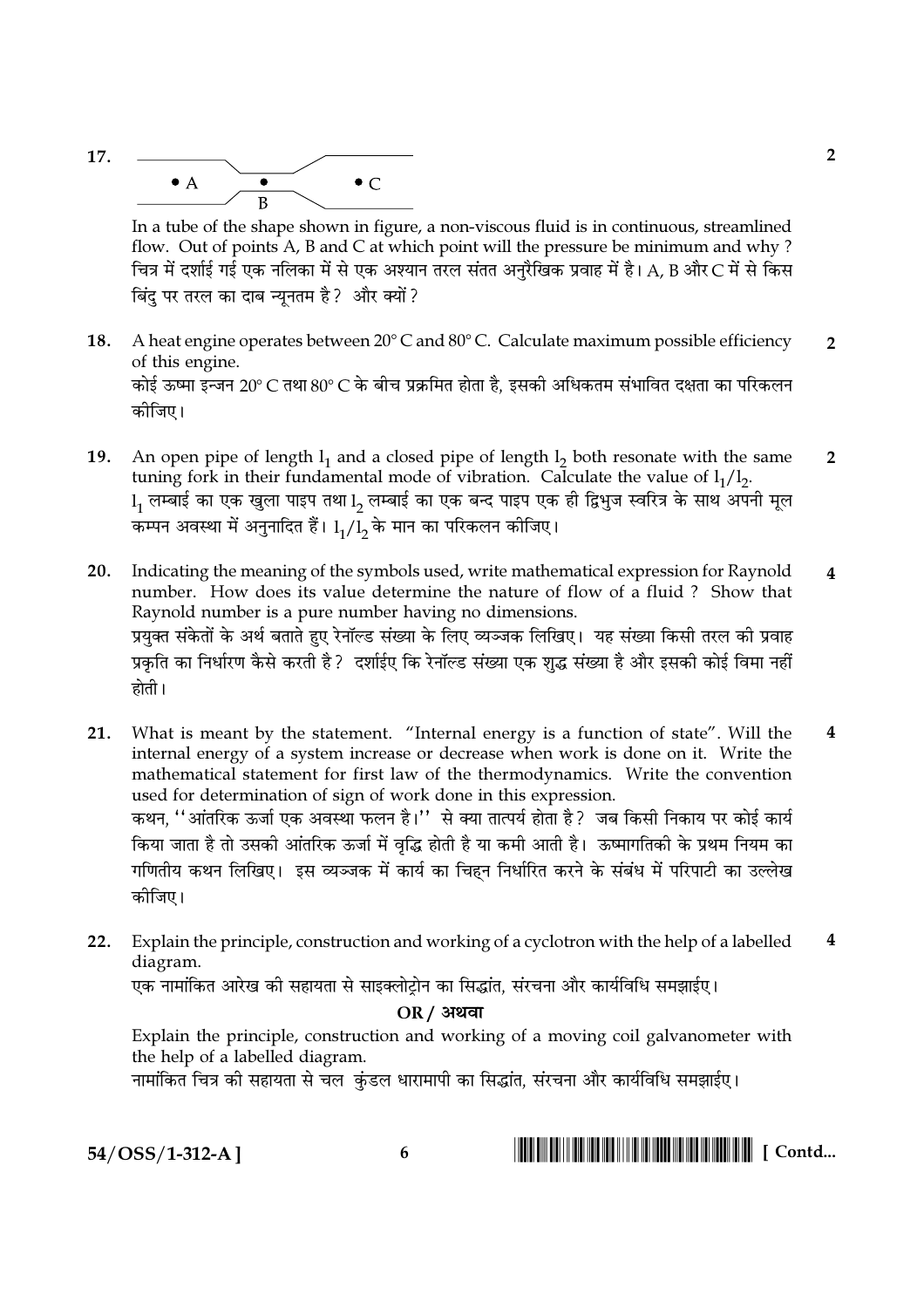**17.** **2**

• A &nbsp;&nbsp;&nbsp;&nbsp; • B &nbsp;&nbsp;&nbsp;&nbsp; • C

In a tube of the shape shown in figure, a non-viscous fluid is in continuous, streamlined flow. Out of points A, B and C at which point will the pressure be minimum and why ?

चित्र में दर्शाई गई एक नलिका में से एक अश्यान तरल संतत अनुरैखिक प्रवाह में है। A, B और C में से किस बिंदु पर तरल का दाब न्यूनतम है ? और क्यों ?

**18.** A heat engine operates between 20° C and 80° C. Calculate maximum possible efficiency of this engine. **2**

कोई ऊष्मा इन्जन 20° C तथा 80° C के बीच प्रक्रमित होता है, इसकी अधिकतम संभावित दक्षता का परिकलन कीजिए।

**19.** An open pipe of length $l_1$ and a closed pipe of length $l_2$ both resonate with the same tuning fork in their fundamental mode of vibration. Calculate the value of $l_1/l_2$. **2**

$l_1$ लम्बाई का एक खुला पाइप तथा $l_2$ लम्बाई का एक बन्द पाइप एक ही द्विभुज स्वरित्र के साथ अपनी मूल कम्पन अवस्था में अनुनादित हैं। $l_1/l_2$ के मान का परिकलन कीजिए।

**20.** Indicating the meaning of the symbols used, write mathematical expression for Raynold number. How does its value determine the nature of flow of a fluid ? Show that Raynold number is a pure number having no dimensions. **4**

प्रयुक्त संकेतों के अर्थ बताते हुए रेनॉल्ड संख्या के लिए व्यञ्जक लिखिए। यह संख्या किसी तरल की प्रवाह प्रकृति का निर्धारण कैसे करती है ? दर्शाईए कि रेनॉल्ड संख्या एक शुद्ध संख्या है और इसकी कोई विमा नहीं होती।

**21.** What is meant by the statement. "Internal energy is a function of state". Will the internal energy of a system increase or decrease when work is done on it. Write the mathematical statement for first law of the thermodynamics. Write the convention used for determination of sign of work done in this expression. **4**

कथन, ''आंतरिक ऊर्जा एक अवस्था फलन है।'' से क्या तात्पर्य होता है ? जब किसी निकाय पर कोई कार्य किया जाता है तो उसकी आंतरिक ऊर्जा में वृद्धि होती है या कमी आती है। ऊष्मागतिकी के प्रथम नियम का गणितीय कथन लिखिए। इस व्यञ्जक में कार्य का चिह्न निर्धारित करने के संबंध में परिपाटी का उल्लेख कीजिए।

**22.** Explain the principle, construction and working of a cyclotron with the help of a labelled diagram. **4**

एक नामांकित आरेख की सहायता से साइक्लोट्रोन का सिद्धांत, संरचना और कार्यविधि समझाईए।

**OR / अथवा**

Explain the principle, construction and working of a moving coil galvanometer with the help of a labelled diagram.

नामांकित चित्र की सहायता से चल कुंडल धारामापी का सिद्धांत, संरचना और कार्यविधि समझाईए।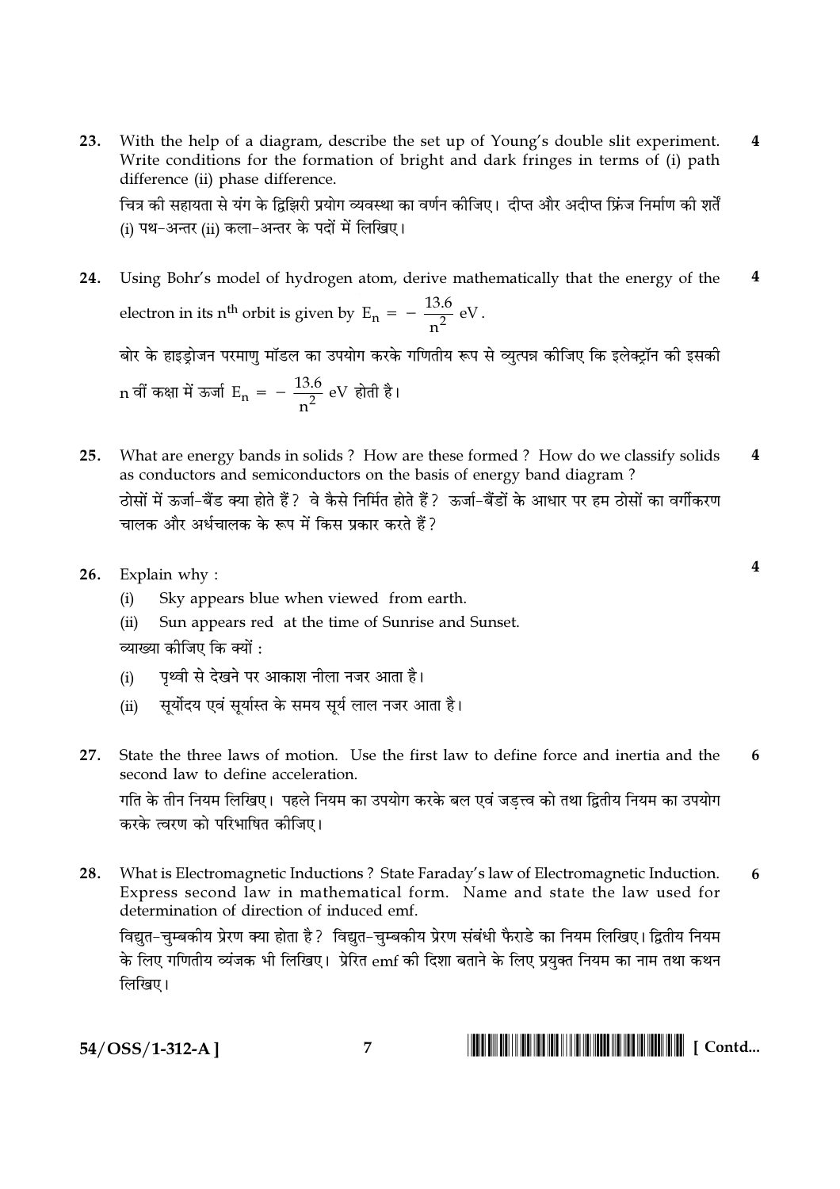23. With the help of a diagram, describe the set up of Young's double slit experiment. Write conditions for the formation of bright and dark fringes in terms of (i) path difference (ii) phase difference. **4**

चित्र की सहायता से यंग के द्विझिरी प्रयोग व्यवस्था का वर्णन कीजिए। दीप्त और अदीप्त फ्रिंज निर्माण की शर्तें (i) पथ-अन्तर (ii) कला-अन्तर के पदों में लिखिए।

24. Using Bohr's model of hydrogen atom, derive mathematically that the energy of the electron in its $n^{th}$ orbit is given by $E_n = -\frac{13.6}{n^2}$ eV. **4**

बोर के हाइड्रोजन परमाणु मॉडल का उपयोग करके गणितीय रूप से व्युत्पन्न कीजिए कि इलेक्ट्रॉन की इसकी n वीं कक्षा में ऊर्जा $E_n = -\frac{13.6}{n^2}$ eV होती है।

25. What are energy bands in solids ? How are these formed ? How do we classify solids as conductors and semiconductors on the basis of energy band diagram ? **4**

ठोसों में ऊर्जा-बैंड क्या होते हैं? वे कैसे निर्मित होते हैं? ऊर्जा-बैंडों के आधार पर हम ठोसों का वर्गीकरण चालक और अर्धचालक के रूप में किस प्रकार करते हैं?

26. Explain why : **4**
   (i) Sky appears blue when viewed from earth.
   (ii) Sun appears red at the time of Sunrise and Sunset.

   व्याख्या कीजिए कि क्यों :
   (i) पृथ्वी से देखने पर आकाश नीला नजर आता है।
   (ii) सूर्योदय एवं सूर्यास्त के समय सूर्य लाल नजर आता है।

27. State the three laws of motion. Use the first law to define force and inertia and the second law to define acceleration. **6**

गति के तीन नियम लिखिए। पहले नियम का उपयोग करके बल एवं जड़त्व को तथा द्वितीय नियम का उपयोग करके त्वरण को परिभाषित कीजिए।

28. What is Electromagnetic Inductions ? State Faraday's law of Electromagnetic Induction. Express second law in mathematical form. Name and state the law used for determination of direction of induced emf. **6**

विद्युत-चुम्बकीय प्रेरण क्या होता है? विद्युत-चुम्बकीय प्रेरण संबंधी फैराडे का नियम लिखिए। द्वितीय नियम के लिए गणितीय व्यंजक भी लिखिए। प्रेरित emf की दिशा बताने के लिए प्रयुक्त नियम का नाम तथा कथन लिखिए।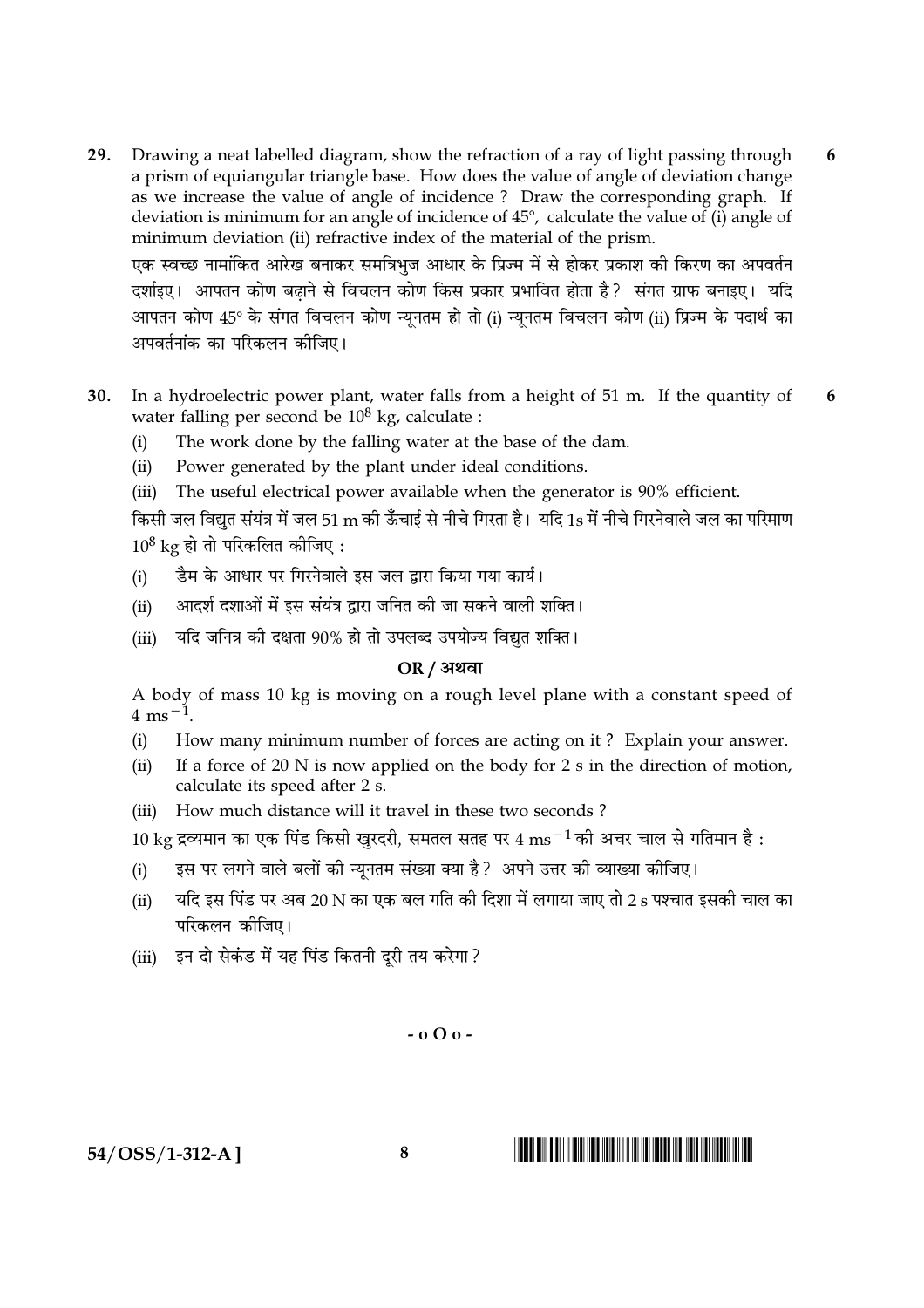**29.** Drawing a neat labelled diagram, show the refraction of a ray of light passing through a prism of equiangular triangle base. How does the value of angle of deviation change as we increase the value of angle of incidence ? Draw the corresponding graph. If deviation is minimum for an angle of incidence of 45°, calculate the value of (i) angle of minimum deviation (ii) refractive index of the material of the prism. **6**

एक स्वच्छ नामांकित आरेख बनाकर समत्रिभुज आधार के प्रिज्म में से होकर प्रकाश की किरण का अपवर्तन दर्शाइए। आपतन कोण बढ़ाने से विचलन कोण किस प्रकार प्रभावित होता है ? संगत ग्राफ बनाइए। यदि आपतन कोण 45° के संगत विचलन कोण न्यूनतम हो तो (i) न्यूनतम विचलन कोण (ii) प्रिज्म के पदार्थ का अपवर्तनांक का परिकलन कीजिए।

**30.** In a hydroelectric power plant, water falls from a height of 51 m. If the quantity of water falling per second be $10^8$ kg, calculate : **6**

(i) The work done by the falling water at the base of the dam.

(ii) Power generated by the plant under ideal conditions.

(iii) The useful electrical power available when the generator is 90% efficient.

किसी जल विद्युत संयंत्र में जल 51 m की ऊँचाई से नीचे गिरता है। यदि 1s में नीचे गिरनेवाले जल का परिमाण $10^8$ kg हो तो परिकलित कीजिए :

(i) डैम के आधार पर गिरनेवाले इस जल द्वारा किया गया कार्य।

(ii) आदर्श दशाओं में इस संयंत्र द्वारा जनित की जा सकने वाली शक्ति।

(iii) यदि जनित्र की दक्षता 90% हो तो उपलब्द उपयोज्य विद्युत शक्ति।

**OR / अथवा**

A body of mass 10 kg is moving on a rough level plane with a constant speed of 4 $ms^{-1}$.

(i) How many minimum number of forces are acting on it ? Explain your answer.

(ii) If a force of 20 N is now applied on the body for 2 s in the direction of motion, calculate its speed after 2 s.

(iii) How much distance will it travel in these two seconds ?

10 kg द्रव्यमान का एक पिंड किसी खुरदरी, समतल सतह पर 4 $ms^{-1}$ की अचर चाल से गतिमान है :

(i) इस पर लगने वाले बलों की न्यूनतम संख्या क्या है ? अपने उत्तर की व्याख्या कीजिए।

(ii) यदि इस पिंड पर अब 20 N का एक बल गति की दिशा में लगाया जाए तो 2 s पश्चात इसकी चाल का परिकलन कीजिए।

(iii) इन दो सेकंड में यह पिंड कितनी दूरी तय करेगा ?

- o O o -